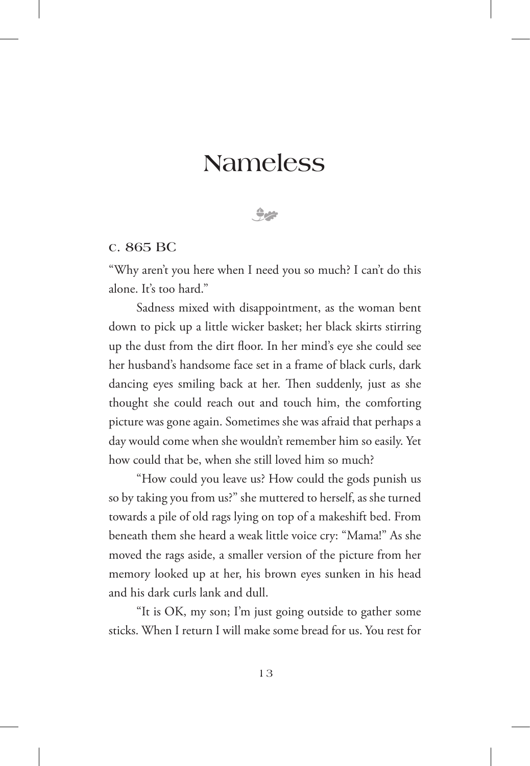# Nameless

c. 865 BC

"Why aren't you here when I need you so much? I can't do this alone. It's too hard."

Sadness mixed with disappointment, as the woman bent down to pick up a little wicker basket; her black skirts stirring up the dust from the dirt floor. In her mind's eye she could see her husband's handsome face set in a frame of black curls, dark dancing eyes smiling back at her. Then suddenly, just as she thought she could reach out and touch him, the comforting picture was gone again. Sometimes she was afraid that perhaps a day would come when she wouldn't remember him so easily. Yet how could that be, when she still loved him so much?

"How could you leave us? How could the gods punish us so by taking you from us?" she muttered to herself, as she turned towards a pile of old rags lying on top of a makeshift bed. From beneath them she heard a weak little voice cry: "Mama!" As she moved the rags aside, a smaller version of the picture from her memory looked up at her, his brown eyes sunken in his head and his dark curls lank and dull.

"It is OK, my son; I'm just going outside to gather some sticks. When I return I will make some bread for us. You rest for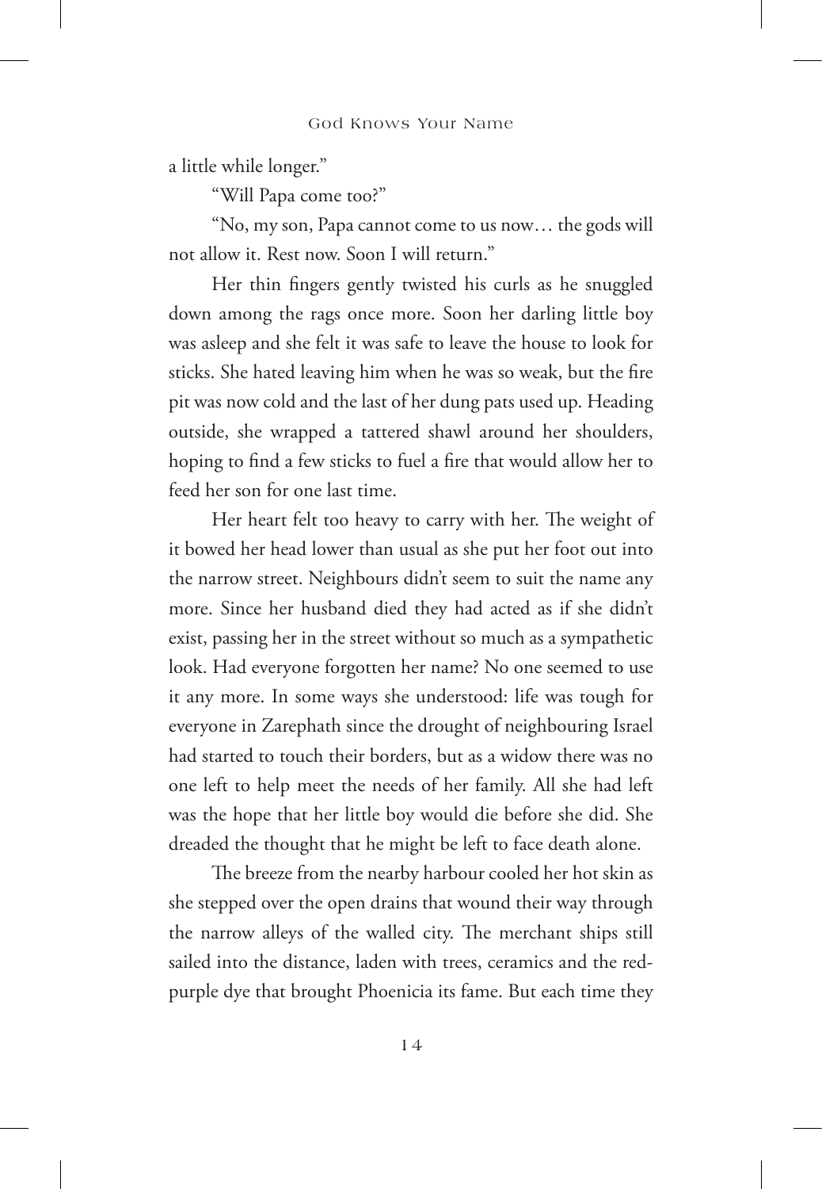a little while longer."

"Will Papa come too?"

"No, my son, Papa cannot come to us now… the gods will not allow it. Rest now. Soon I will return."

Her thin fingers gently twisted his curls as he snuggled down among the rags once more. Soon her darling little boy was asleep and she felt it was safe to leave the house to look for sticks. She hated leaving him when he was so weak, but the fire pit was now cold and the last of her dung pats used up. Heading outside, she wrapped a tattered shawl around her shoulders, hoping to find a few sticks to fuel a fire that would allow her to feed her son for one last time.

Her heart felt too heavy to carry with her. The weight of it bowed her head lower than usual as she put her foot out into the narrow street. Neighbours didn't seem to suit the name any more. Since her husband died they had acted as if she didn't exist, passing her in the street without so much as a sympathetic look. Had everyone forgotten her name? No one seemed to use it any more. In some ways she understood: life was tough for everyone in Zarephath since the drought of neighbouring Israel had started to touch their borders, but as a widow there was no one left to help meet the needs of her family. All she had left was the hope that her little boy would die before she did. She dreaded the thought that he might be left to face death alone.

The breeze from the nearby harbour cooled her hot skin as she stepped over the open drains that wound their way through the narrow alleys of the walled city. The merchant ships still sailed into the distance, laden with trees, ceramics and the red-purple dye that brought Phoenicia its fame. But each time they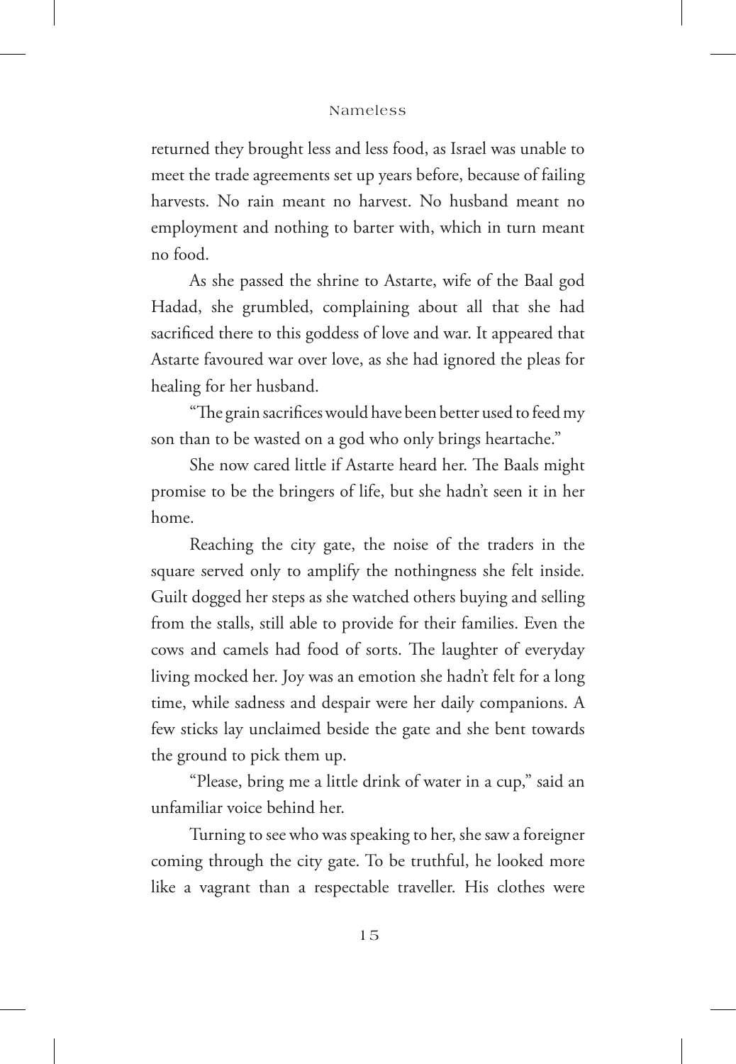returned they brought less and less food, as Israel was unable to meet the trade agreements set up years before, because of failing harvests. No rain meant no harvest. No husband meant no employment and nothing to barter with, which in turn meant no food.

As she passed the shrine to Astarte, wife of the Baal god Hadad, she grumbled, complaining about all that she had sacrificed there to this goddess of love and war. It appeared that Astarte favoured war over love, as she had ignored the pleas for healing for her husband.

"The grain sacrifices would have been better used to feed my son than to be wasted on a god who only brings heartache."

She now cared little if Astarte heard her. The Baals might promise to be the bringers of life, but she hadn't seen it in her home.

Reaching the city gate, the noise of the traders in the square served only to amplify the nothingness she felt inside. Guilt dogged her steps as she watched others buying and selling from the stalls, still able to provide for their families. Even the cows and camels had food of sorts. The laughter of everyday living mocked her. Joy was an emotion she hadn't felt for a long time, while sadness and despair were her daily companions. A few sticks lay unclaimed beside the gate and she bent towards the ground to pick them up.

"Please, bring me a little drink of water in a cup," said an unfamiliar voice behind her.

Turning to see who was speaking to her, she saw a foreigner coming through the city gate. To be truthful, he looked more like a vagrant than a respectable traveller. His clothes were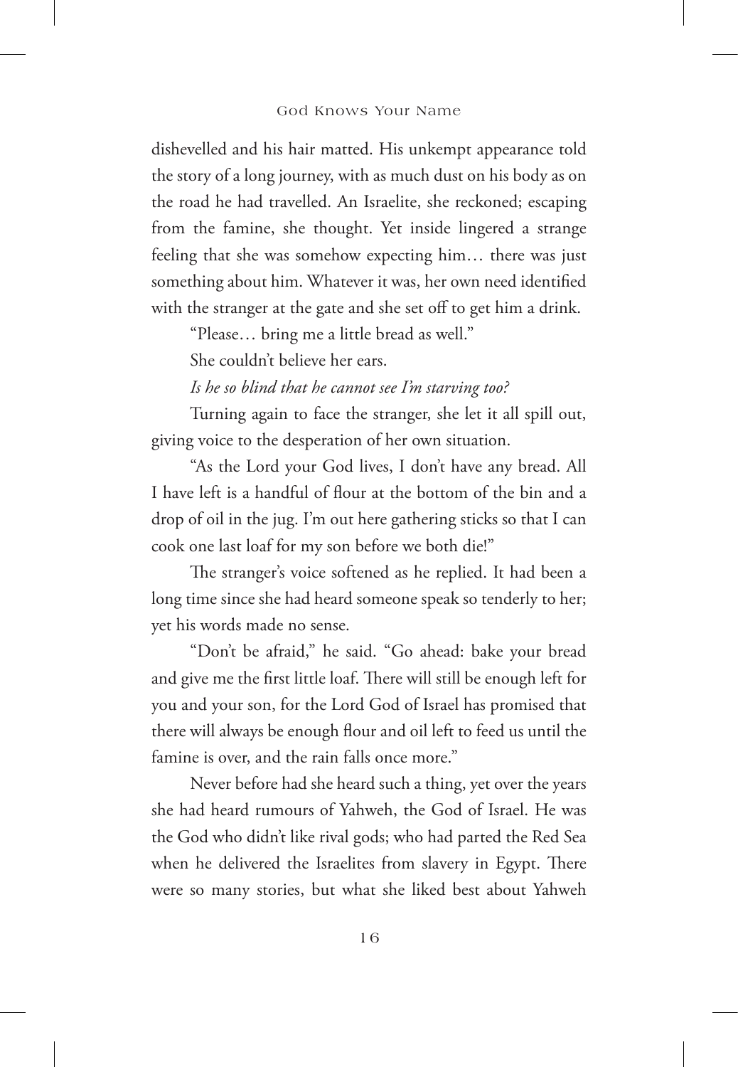dishevelled and his hair matted. His unkempt appearance told the story of a long journey, with as much dust on his body as on the road he had travelled. An Israelite, she reckoned; escaping from the famine, she thought. Yet inside lingered a strange feeling that she was somehow expecting him… there was just something about him. Whatever it was, her own need identified with the stranger at the gate and she set off to get him a drink.

"Please… bring me a little bread as well."

She couldn't believe her ears.

*Is he so blind that he cannot see I'm starving too?*

Turning again to face the stranger, she let it all spill out, giving voice to the desperation of her own situation.

"As the Lord your God lives, I don't have any bread. All I have left is a handful of flour at the bottom of the bin and a drop of oil in the jug. I'm out here gathering sticks so that I can cook one last loaf for my son before we both die!"

The stranger's voice softened as he replied. It had been a long time since she had heard someone speak so tenderly to her; yet his words made no sense.

"Don't be afraid," he said. "Go ahead: bake your bread and give me the first little loaf. There will still be enough left for you and your son, for the Lord God of Israel has promised that there will always be enough flour and oil left to feed us until the famine is over, and the rain falls once more."

Never before had she heard such a thing, yet over the years she had heard rumours of Yahweh, the God of Israel. He was the God who didn't like rival gods; who had parted the Red Sea when he delivered the Israelites from slavery in Egypt. There were so many stories, but what she liked best about Yahweh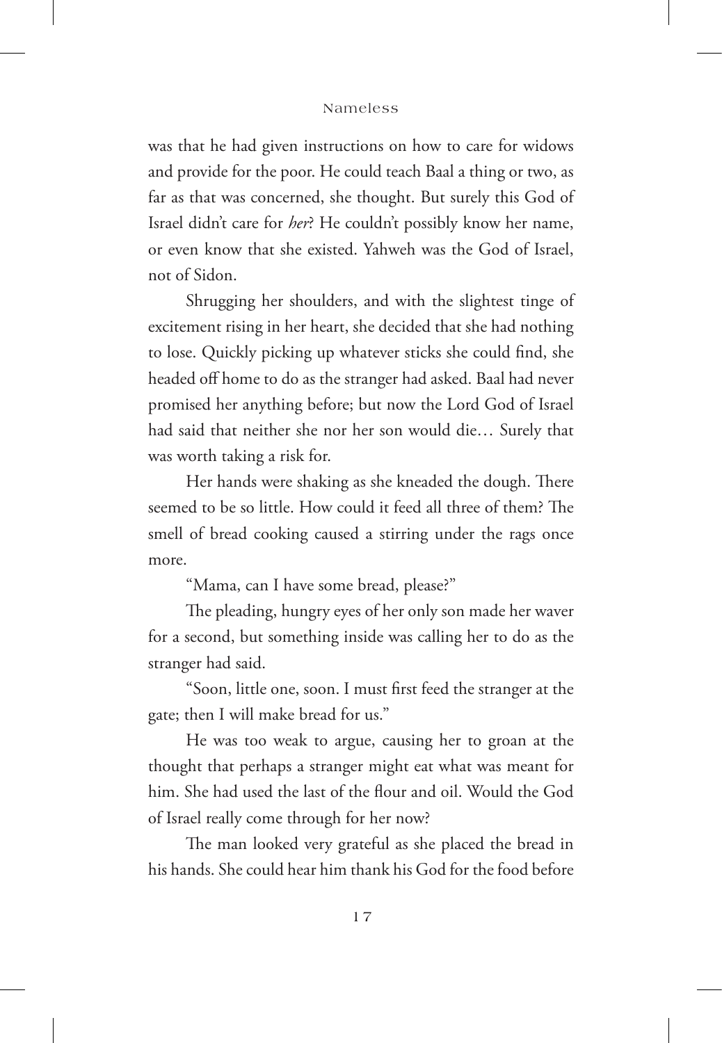was that he had given instructions on how to care for widows and provide for the poor. He could teach Baal a thing or two, as far as that was concerned, she thought. But surely this God of Israel didn't care for *her*? He couldn't possibly know her name, or even know that she existed. Yahweh was the God of Israel, not of Sidon.

Shrugging her shoulders, and with the slightest tinge of excitement rising in her heart, she decided that she had nothing to lose. Quickly picking up whatever sticks she could find, she headed off home to do as the stranger had asked. Baal had never promised her anything before; but now the Lord God of Israel had said that neither she nor her son would die… Surely that was worth taking a risk for.

Her hands were shaking as she kneaded the dough. There seemed to be so little. How could it feed all three of them? The smell of bread cooking caused a stirring under the rags once more.

"Mama, can I have some bread, please?"

The pleading, hungry eyes of her only son made her waver for a second, but something inside was calling her to do as the stranger had said.

"Soon, little one, soon. I must first feed the stranger at the gate; then I will make bread for us."

He was too weak to argue, causing her to groan at the thought that perhaps a stranger might eat what was meant for him. She had used the last of the flour and oil. Would the God of Israel really come through for her now?

The man looked very grateful as she placed the bread in his hands. She could hear him thank his God for the food before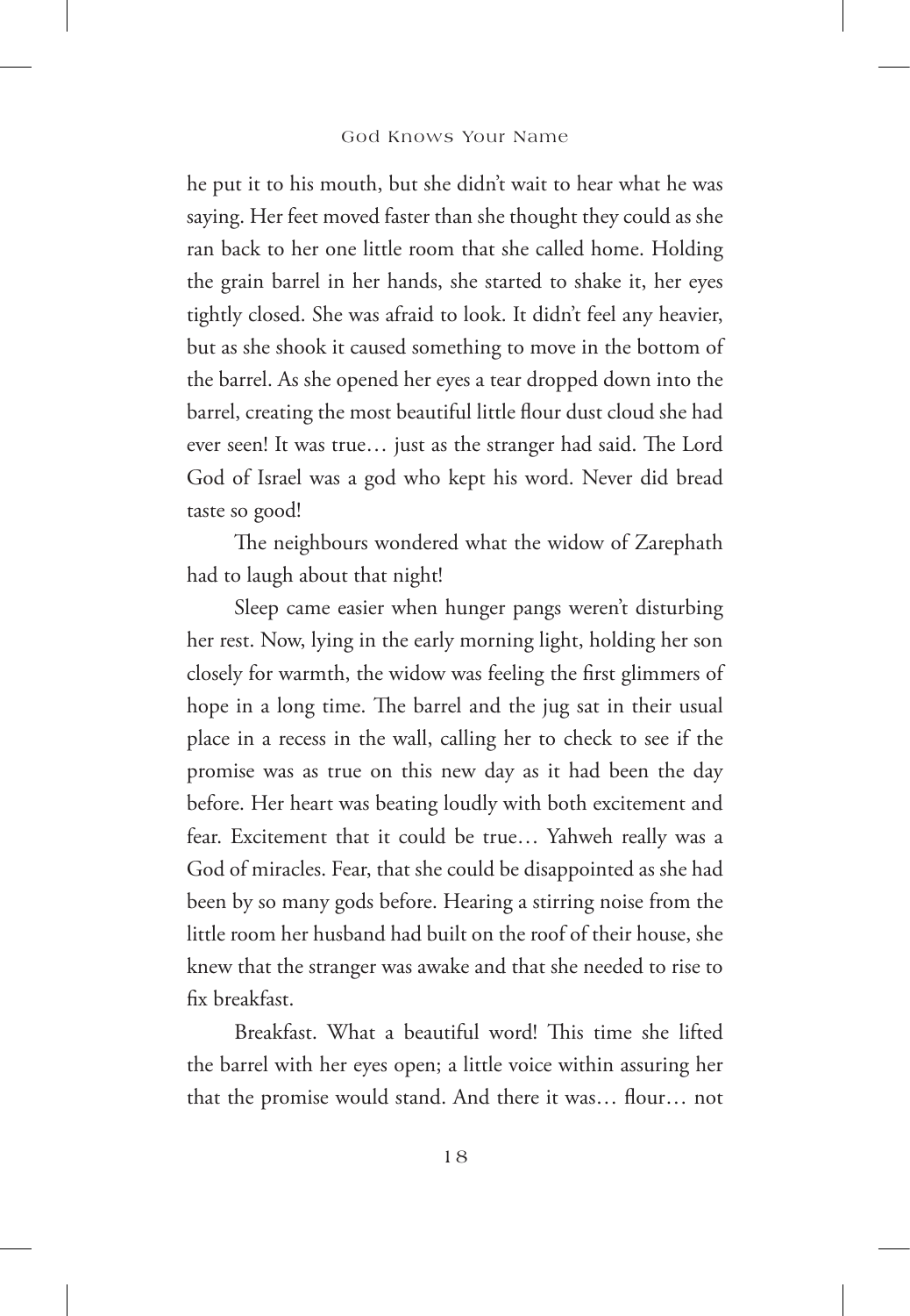he put it to his mouth, but she didn't wait to hear what he was saying. Her feet moved faster than she thought they could as she ran back to her one little room that she called home. Holding the grain barrel in her hands, she started to shake it, her eyes tightly closed. She was afraid to look. It didn't feel any heavier, but as she shook it caused something to move in the bottom of the barrel. As she opened her eyes a tear dropped down into the barrel, creating the most beautiful little flour dust cloud she had ever seen! It was true… just as the stranger had said. The Lord God of Israel was a god who kept his word. Never did bread taste so good!

The neighbours wondered what the widow of Zarephath had to laugh about that night!

Sleep came easier when hunger pangs weren't disturbing her rest. Now, lying in the early morning light, holding her son closely for warmth, the widow was feeling the first glimmers of hope in a long time. The barrel and the jug sat in their usual place in a recess in the wall, calling her to check to see if the promise was as true on this new day as it had been the day before. Her heart was beating loudly with both excitement and fear. Excitement that it could be true… Yahweh really was a God of miracles. Fear, that she could be disappointed as she had been by so many gods before. Hearing a stirring noise from the little room her husband had built on the roof of their house, she knew that the stranger was awake and that she needed to rise to fix breakfast.

Breakfast. What a beautiful word! This time she lifted the barrel with her eyes open; a little voice within assuring her that the promise would stand. And there it was… flour… not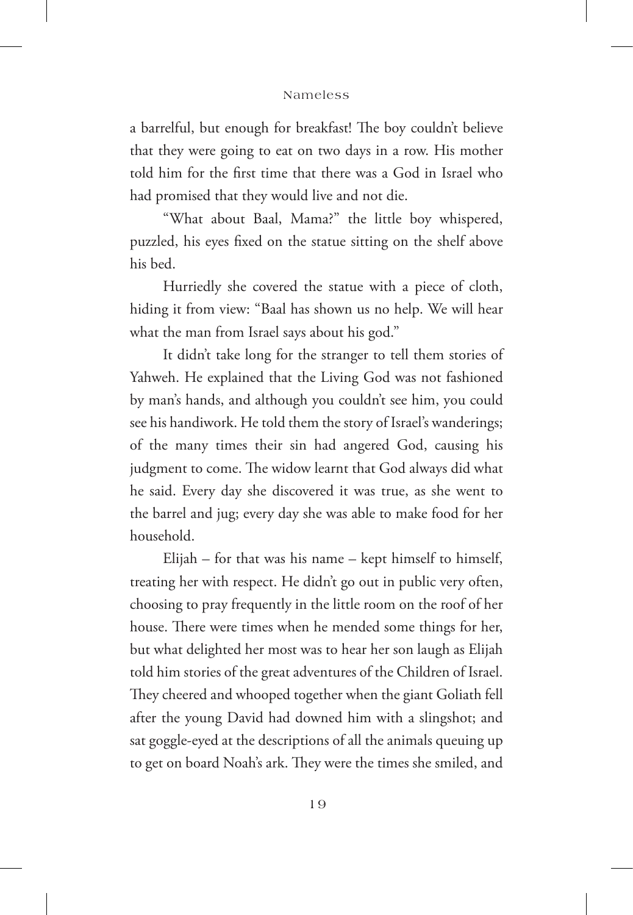a barrelful, but enough for breakfast! The boy couldn't believe that they were going to eat on two days in a row. His mother told him for the first time that there was a God in Israel who had promised that they would live and not die.

"What about Baal, Mama?" the little boy whispered, puzzled, his eyes fixed on the statue sitting on the shelf above his bed.

Hurriedly she covered the statue with a piece of cloth, hiding it from view: "Baal has shown us no help. We will hear what the man from Israel says about his god."

It didn't take long for the stranger to tell them stories of Yahweh. He explained that the Living God was not fashioned by man's hands, and although you couldn't see him, you could see his handiwork. He told them the story of Israel's wanderings; of the many times their sin had angered God, causing his judgment to come. The widow learnt that God always did what he said. Every day she discovered it was true, as she went to the barrel and jug; every day she was able to make food for her household.

Elijah – for that was his name – kept himself to himself, treating her with respect. He didn't go out in public very often, choosing to pray frequently in the little room on the roof of her house. There were times when he mended some things for her, but what delighted her most was to hear her son laugh as Elijah told him stories of the great adventures of the Children of Israel. They cheered and whooped together when the giant Goliath fell after the young David had downed him with a slingshot; and sat goggle-eyed at the descriptions of all the animals queuing up to get on board Noah's ark. They were the times she smiled, and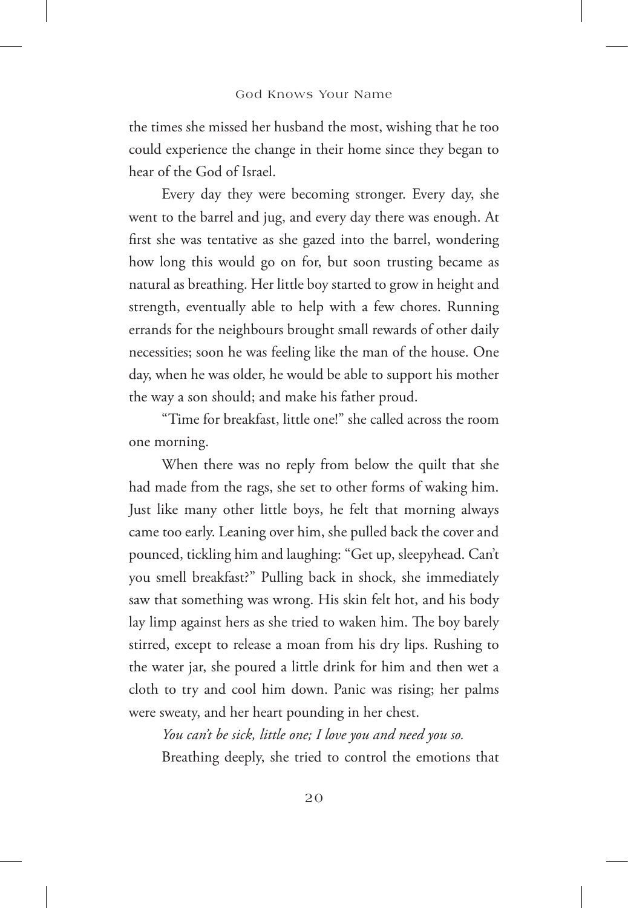the times she missed her husband the most, wishing that he too could experience the change in their home since they began to hear of the God of Israel.

Every day they were becoming stronger. Every day, she went to the barrel and jug, and every day there was enough. At first she was tentative as she gazed into the barrel, wondering how long this would go on for, but soon trusting became as natural as breathing. Her little boy started to grow in height and strength, eventually able to help with a few chores. Running errands for the neighbours brought small rewards of other daily necessities; soon he was feeling like the man of the house. One day, when he was older, he would be able to support his mother the way a son should; and make his father proud.

"Time for breakfast, little one!" she called across the room one morning.

When there was no reply from below the quilt that she had made from the rags, she set to other forms of waking him. Just like many other little boys, he felt that morning always came too early. Leaning over him, she pulled back the cover and pounced, tickling him and laughing: "Get up, sleepyhead. Can't you smell breakfast?" Pulling back in shock, she immediately saw that something was wrong. His skin felt hot, and his body lay limp against hers as she tried to waken him. The boy barely stirred, except to release a moan from his dry lips. Rushing to the water jar, she poured a little drink for him and then wet a cloth to try and cool him down. Panic was rising; her palms were sweaty, and her heart pounding in her chest.

*You can't be sick, little one; I love you and need you so.*

Breathing deeply, she tried to control the emotions that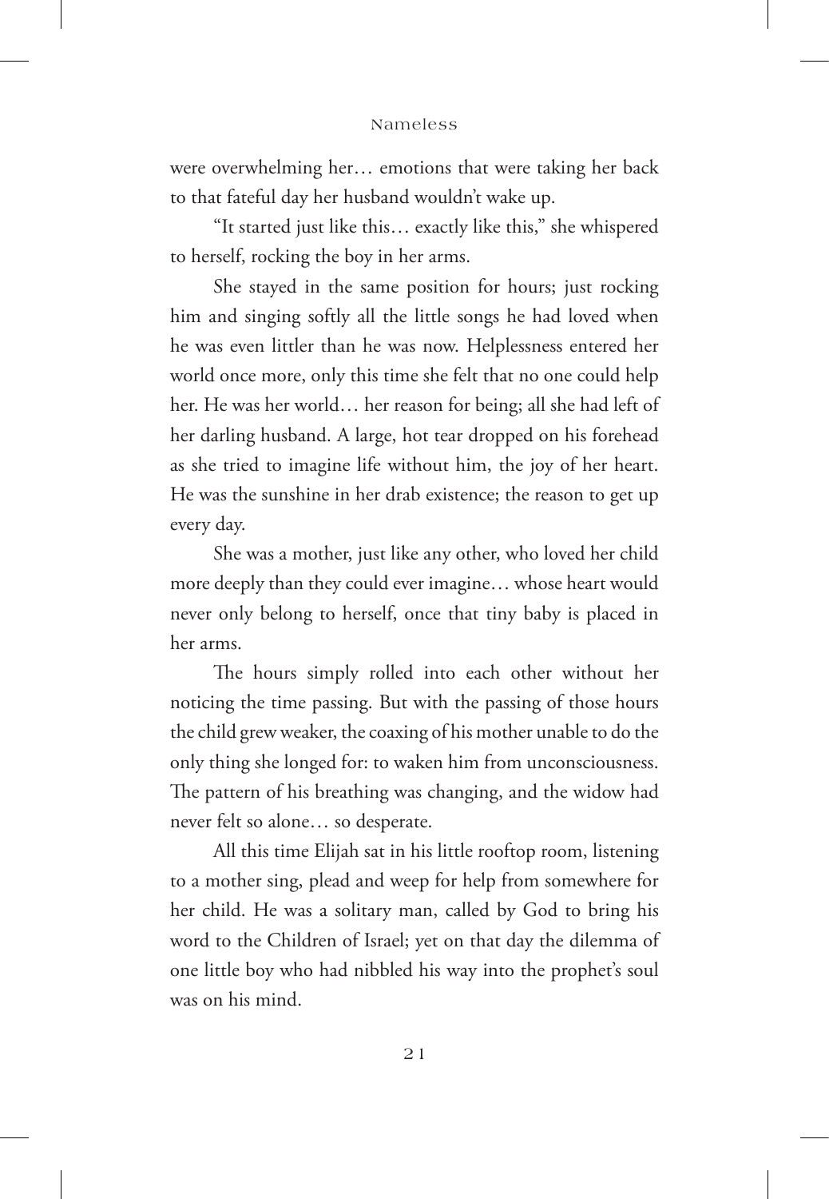were overwhelming her… emotions that were taking her back to that fateful day her husband wouldn't wake up.

"It started just like this… exactly like this," she whispered to herself, rocking the boy in her arms.

She stayed in the same position for hours; just rocking him and singing softly all the little songs he had loved when he was even littler than he was now. Helplessness entered her world once more, only this time she felt that no one could help her. He was her world… her reason for being; all she had left of her darling husband. A large, hot tear dropped on his forehead as she tried to imagine life without him, the joy of her heart. He was the sunshine in her drab existence; the reason to get up every day.

She was a mother, just like any other, who loved her child more deeply than they could ever imagine… whose heart would never only belong to herself, once that tiny baby is placed in her arms.

The hours simply rolled into each other without her noticing the time passing. But with the passing of those hours the child grew weaker, the coaxing of his mother unable to do the only thing she longed for: to waken him from unconsciousness. The pattern of his breathing was changing, and the widow had never felt so alone… so desperate.

All this time Elijah sat in his little rooftop room, listening to a mother sing, plead and weep for help from somewhere for her child. He was a solitary man, called by God to bring his word to the Children of Israel; yet on that day the dilemma of one little boy who had nibbled his way into the prophet's soul was on his mind.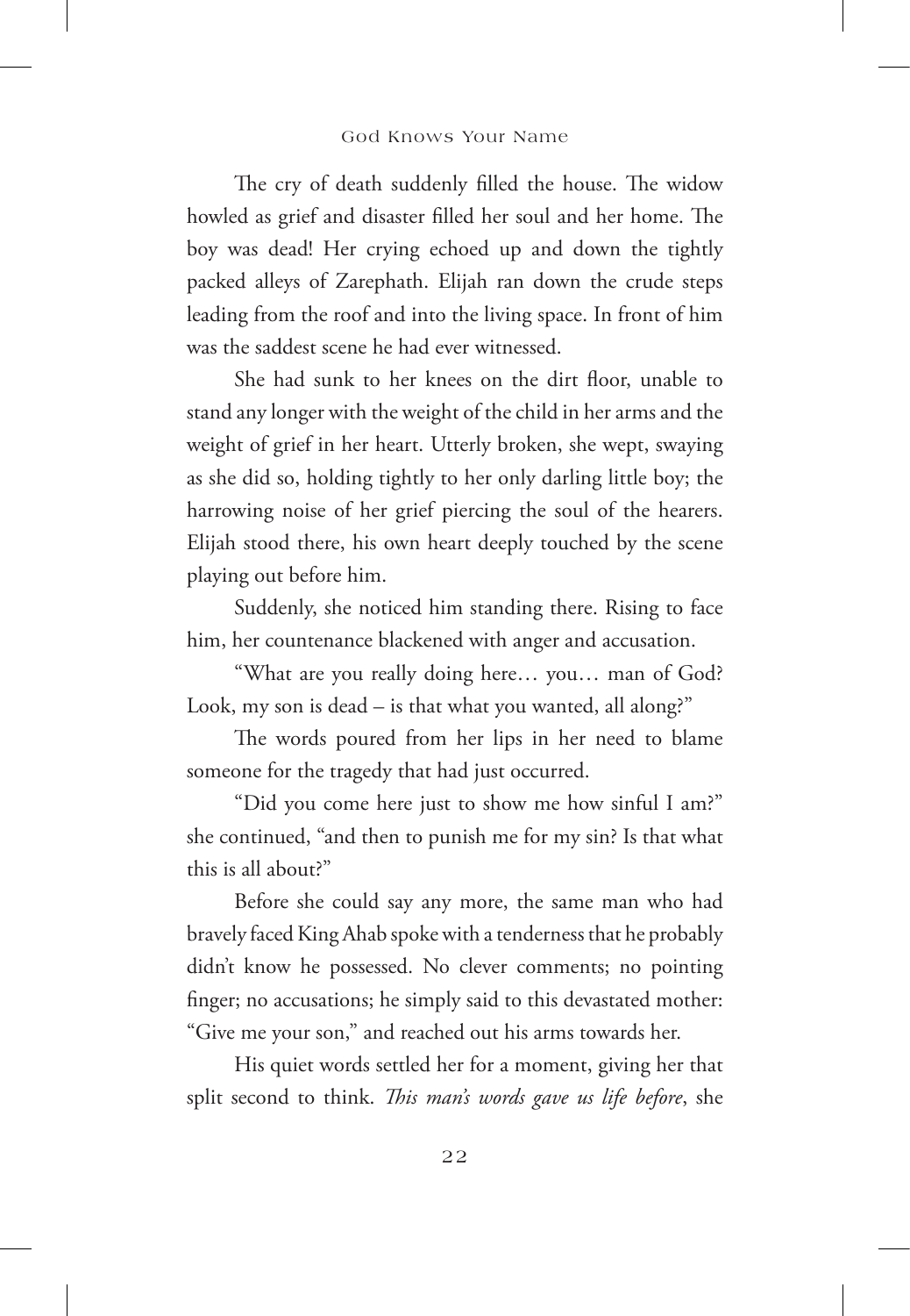The cry of death suddenly filled the house. The widow howled as grief and disaster filled her soul and her home. The boy was dead! Her crying echoed up and down the tightly packed alleys of Zarephath. Elijah ran down the crude steps leading from the roof and into the living space. In front of him was the saddest scene he had ever witnessed.

She had sunk to her knees on the dirt floor, unable to stand any longer with the weight of the child in her arms and the weight of grief in her heart. Utterly broken, she wept, swaying as she did so, holding tightly to her only darling little boy; the harrowing noise of her grief piercing the soul of the hearers. Elijah stood there, his own heart deeply touched by the scene playing out before him.

Suddenly, she noticed him standing there. Rising to face him, her countenance blackened with anger and accusation.

"What are you really doing here… you… man of God? Look, my son is dead – is that what you wanted, all along?"

The words poured from her lips in her need to blame someone for the tragedy that had just occurred.

"Did you come here just to show me how sinful I am?" she continued, "and then to punish me for my sin? Is that what this is all about?"

Before she could say any more, the same man who had bravely faced King Ahab spoke with a tenderness that he probably didn't know he possessed. No clever comments; no pointing finger; no accusations; he simply said to this devastated mother: "Give me your son," and reached out his arms towards her.

His quiet words settled her for a moment, giving her that split second to think. *This man's words gave us life before*, she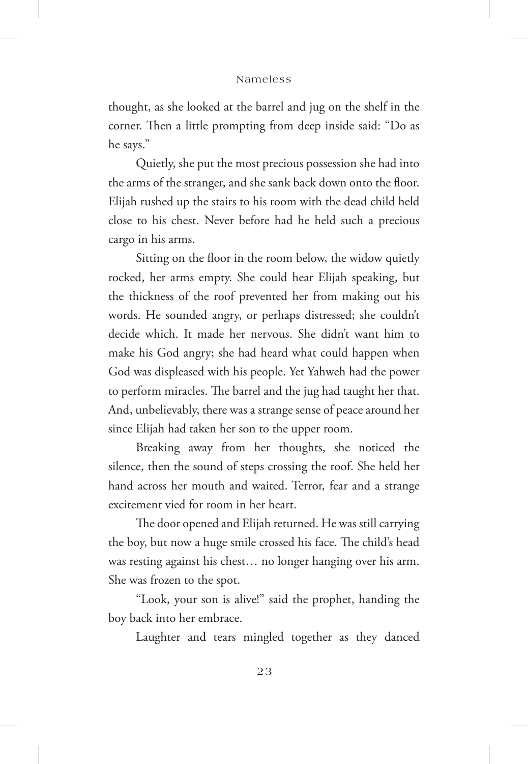thought, as she looked at the barrel and jug on the shelf in the corner. Then a little prompting from deep inside said: "Do as he says."

Quietly, she put the most precious possession she had into the arms of the stranger, and she sank back down onto the floor. Elijah rushed up the stairs to his room with the dead child held close to his chest. Never before had he held such a precious cargo in his arms.

Sitting on the floor in the room below, the widow quietly rocked, her arms empty. She could hear Elijah speaking, but the thickness of the roof prevented her from making out his words. He sounded angry, or perhaps distressed; she couldn't decide which. It made her nervous. She didn't want him to make his God angry; she had heard what could happen when God was displeased with his people. Yet Yahweh had the power to perform miracles. The barrel and the jug had taught her that. And, unbelievably, there was a strange sense of peace around her since Elijah had taken her son to the upper room.

Breaking away from her thoughts, she noticed the silence, then the sound of steps crossing the roof. She held her hand across her mouth and waited. Terror, fear and a strange excitement vied for room in her heart.

The door opened and Elijah returned. He was still carrying the boy, but now a huge smile crossed his face. The child's head was resting against his chest… no longer hanging over his arm. She was frozen to the spot.

"Look, your son is alive!" said the prophet, handing the boy back into her embrace.

Laughter and tears mingled together as they danced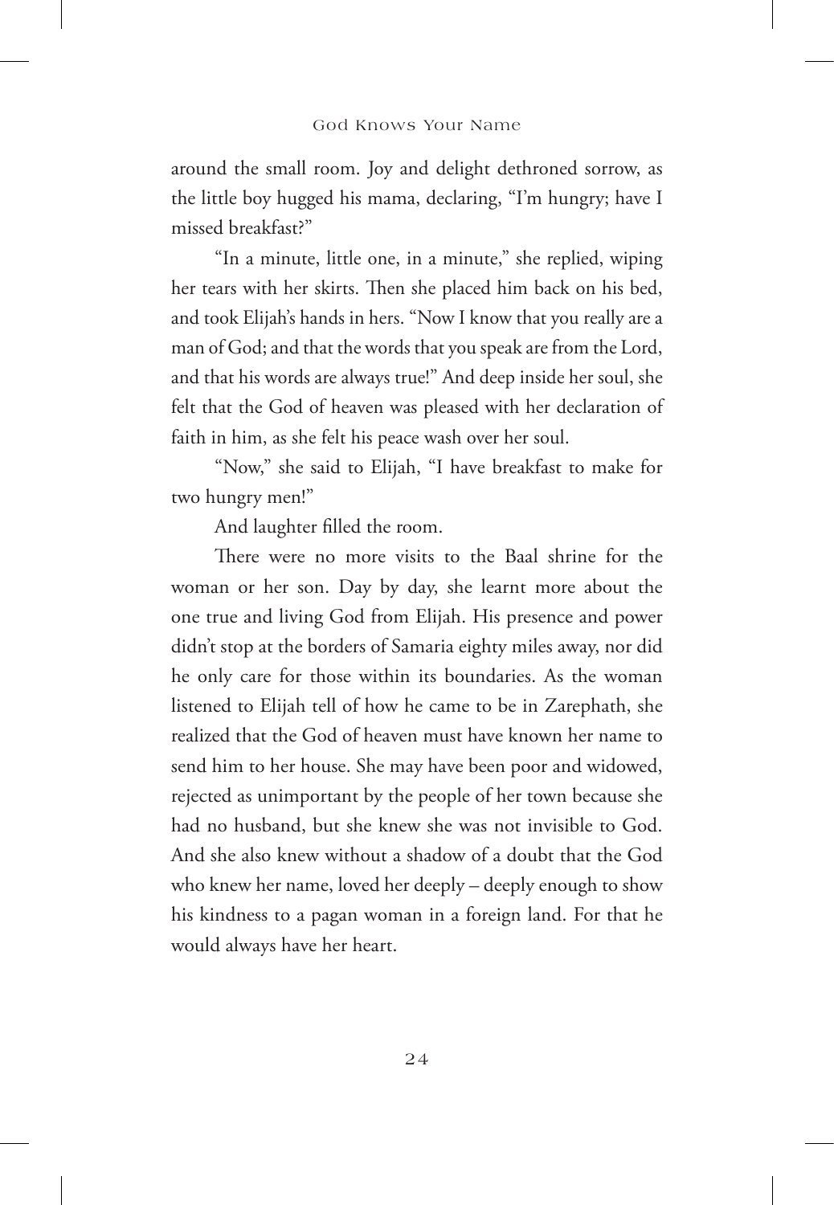around the small room. Joy and delight dethroned sorrow, as the little boy hugged his mama, declaring, "I'm hungry; have I missed breakfast?"

"In a minute, little one, in a minute," she replied, wiping her tears with her skirts. Then she placed him back on his bed, and took Elijah's hands in hers. "Now I know that you really are a man of God; and that the words that you speak are from the Lord, and that his words are always true!" And deep inside her soul, she felt that the God of heaven was pleased with her declaration of faith in him, as she felt his peace wash over her soul.

"Now," she said to Elijah, "I have breakfast to make for two hungry men!"

And laughter filled the room.

There were no more visits to the Baal shrine for the woman or her son. Day by day, she learnt more about the one true and living God from Elijah. His presence and power didn't stop at the borders of Samaria eighty miles away, nor did he only care for those within its boundaries. As the woman listened to Elijah tell of how he came to be in Zarephath, she realized that the God of heaven must have known her name to send him to her house. She may have been poor and widowed, rejected as unimportant by the people of her town because she had no husband, but she knew she was not invisible to God. And she also knew without a shadow of a doubt that the God who knew her name, loved her deeply – deeply enough to show his kindness to a pagan woman in a foreign land. For that he would always have her heart.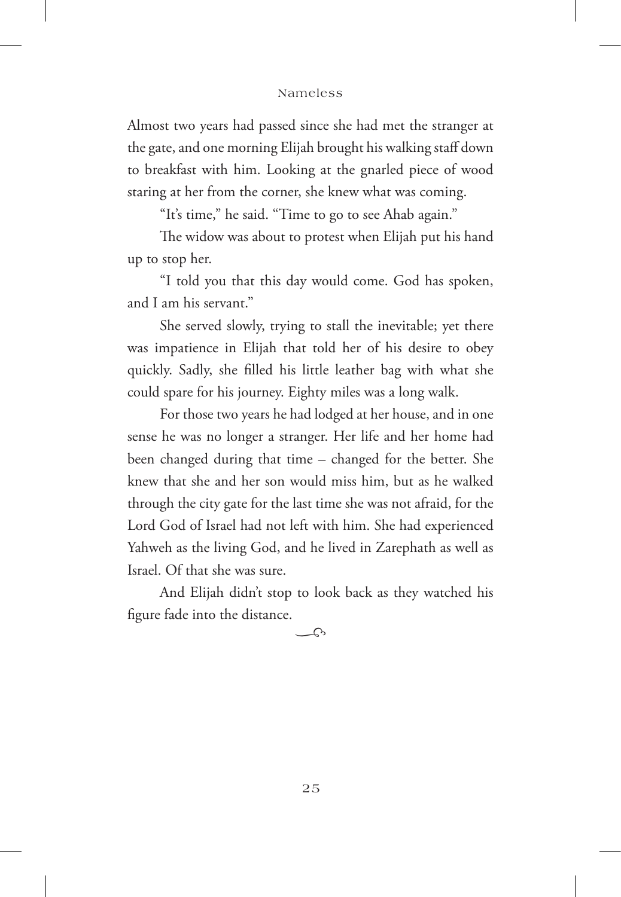Almost two years had passed since she had met the stranger at the gate, and one morning Elijah brought his walking staff down to breakfast with him. Looking at the gnarled piece of wood staring at her from the corner, she knew what was coming.

"It's time," he said. "Time to go to see Ahab again."

The widow was about to protest when Elijah put his hand up to stop her.

"I told you that this day would come. God has spoken, and I am his servant."

She served slowly, trying to stall the inevitable; yet there was impatience in Elijah that told her of his desire to obey quickly. Sadly, she filled his little leather bag with what she could spare for his journey. Eighty miles was a long walk.

For those two years he had lodged at her house, and in one sense he was no longer a stranger. Her life and her home had been changed during that time – changed for the better. She knew that she and her son would miss him, but as he walked through the city gate for the last time she was not afraid, for the Lord God of Israel had not left with him. She had experienced Yahweh as the living God, and he lived in Zarephath as well as Israel. Of that she was sure.

And Elijah didn't stop to look back as they watched his figure fade into the distance.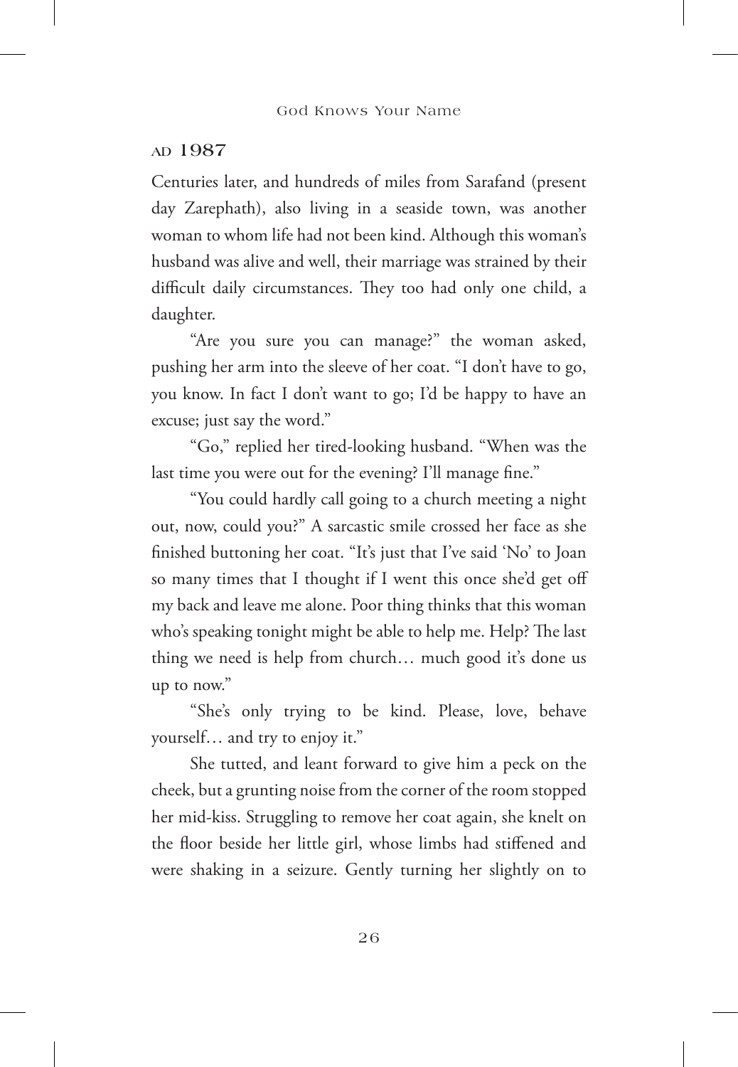## AD 1987

Centuries later, and hundreds of miles from Sarafand (present day Zarephath), also living in a seaside town, was another woman to whom life had not been kind. Although this woman's husband was alive and well, their marriage was strained by their difficult daily circumstances. They too had only one child, a daughter.

"Are you sure you can manage?" the woman asked, pushing her arm into the sleeve of her coat. "I don't have to go, you know. In fact I don't want to go; I'd be happy to have an excuse; just say the word."

"Go," replied her tired-looking husband. "When was the last time you were out for the evening? I'll manage fine."

"You could hardly call going to a church meeting a night out, now, could you?" A sarcastic smile crossed her face as she finished buttoning her coat. "It's just that I've said 'No' to Joan so many times that I thought if I went this once she'd get off my back and leave me alone. Poor thing thinks that this woman who's speaking tonight might be able to help me. Help? The last thing we need is help from church… much good it's done us up to now."

"She's only trying to be kind. Please, love, behave yourself… and try to enjoy it."

She tutted, and leant forward to give him a peck on the cheek, but a grunting noise from the corner of the room stopped her mid-kiss. Struggling to remove her coat again, she knelt on the floor beside her little girl, whose limbs had stiffened and were shaking in a seizure. Gently turning her slightly on to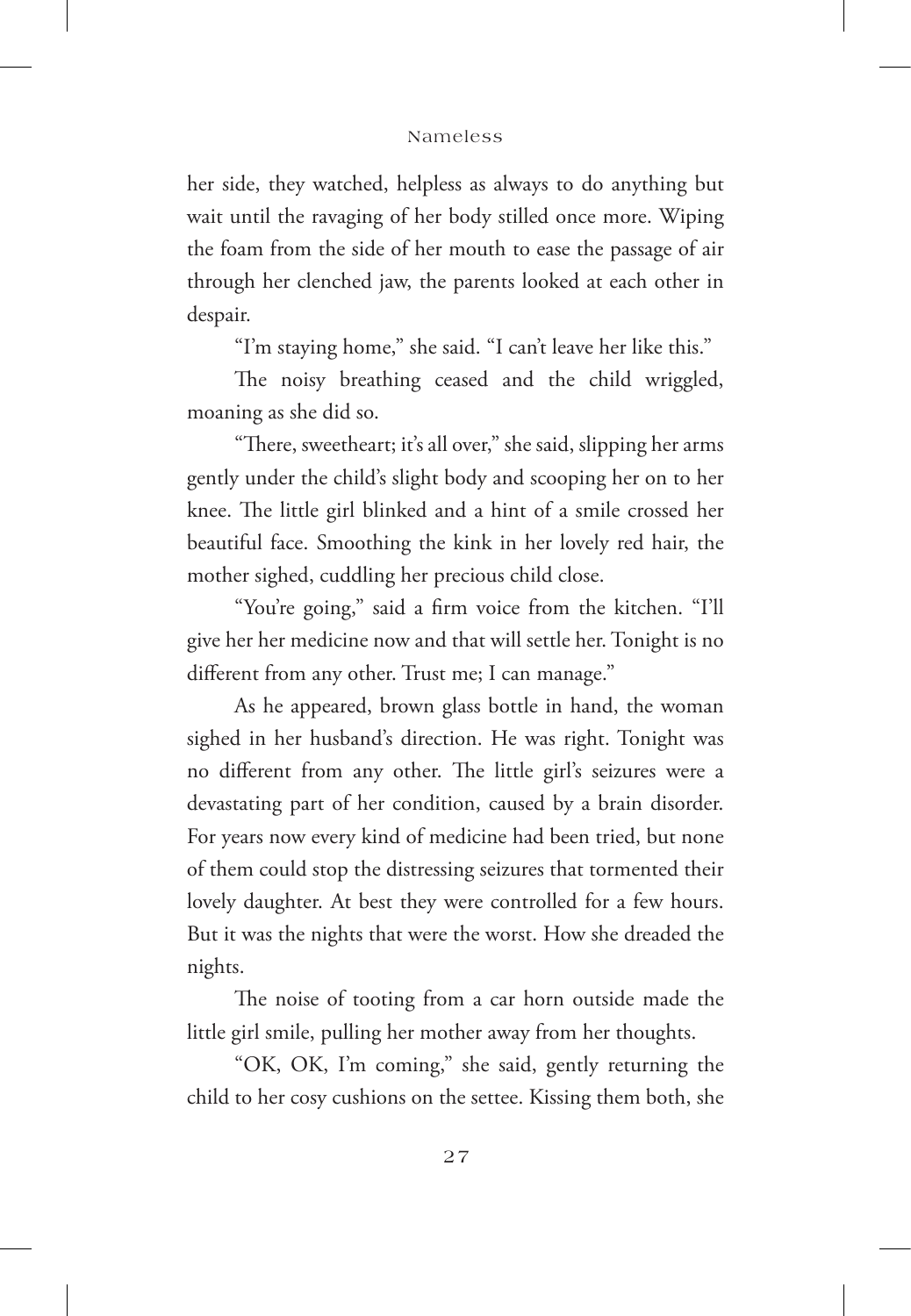her side, they watched, helpless as always to do anything but wait until the ravaging of her body stilled once more. Wiping the foam from the side of her mouth to ease the passage of air through her clenched jaw, the parents looked at each other in despair.

"I'm staying home," she said. "I can't leave her like this."

The noisy breathing ceased and the child wriggled, moaning as she did so.

"There, sweetheart; it's all over," she said, slipping her arms gently under the child's slight body and scooping her on to her knee. The little girl blinked and a hint of a smile crossed her beautiful face. Smoothing the kink in her lovely red hair, the mother sighed, cuddling her precious child close.

"You're going," said a firm voice from the kitchen. "I'll give her her medicine now and that will settle her. Tonight is no different from any other. Trust me; I can manage."

As he appeared, brown glass bottle in hand, the woman sighed in her husband's direction. He was right. Tonight was no different from any other. The little girl's seizures were a devastating part of her condition, caused by a brain disorder. For years now every kind of medicine had been tried, but none of them could stop the distressing seizures that tormented their lovely daughter. At best they were controlled for a few hours. But it was the nights that were the worst. How she dreaded the nights.

The noise of tooting from a car horn outside made the little girl smile, pulling her mother away from her thoughts.

"OK, OK, I'm coming," she said, gently returning the child to her cosy cushions on the settee. Kissing them both, she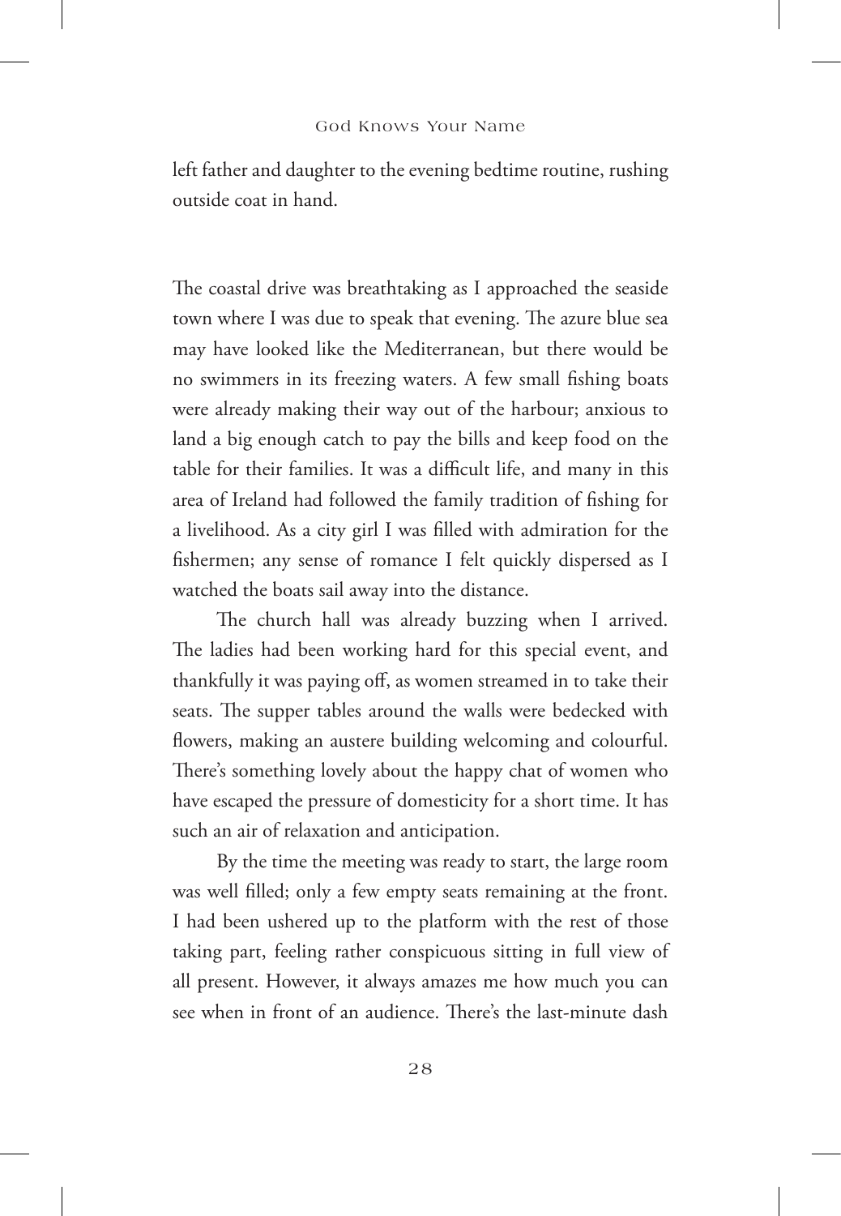left father and daughter to the evening bedtime routine, rushing outside coat in hand.

The coastal drive was breathtaking as I approached the seaside town where I was due to speak that evening. The azure blue sea may have looked like the Mediterranean, but there would be no swimmers in its freezing waters. A few small fishing boats were already making their way out of the harbour; anxious to land a big enough catch to pay the bills and keep food on the table for their families. It was a difficult life, and many in this area of Ireland had followed the family tradition of fishing for a livelihood. As a city girl I was filled with admiration for the fishermen; any sense of romance I felt quickly dispersed as I watched the boats sail away into the distance.

The church hall was already buzzing when I arrived. The ladies had been working hard for this special event, and thankfully it was paying off, as women streamed in to take their seats. The supper tables around the walls were bedecked with flowers, making an austere building welcoming and colourful. There's something lovely about the happy chat of women who have escaped the pressure of domesticity for a short time. It has such an air of relaxation and anticipation.

By the time the meeting was ready to start, the large room was well filled; only a few empty seats remaining at the front. I had been ushered up to the platform with the rest of those taking part, feeling rather conspicuous sitting in full view of all present. However, it always amazes me how much you can see when in front of an audience. There's the last-minute dash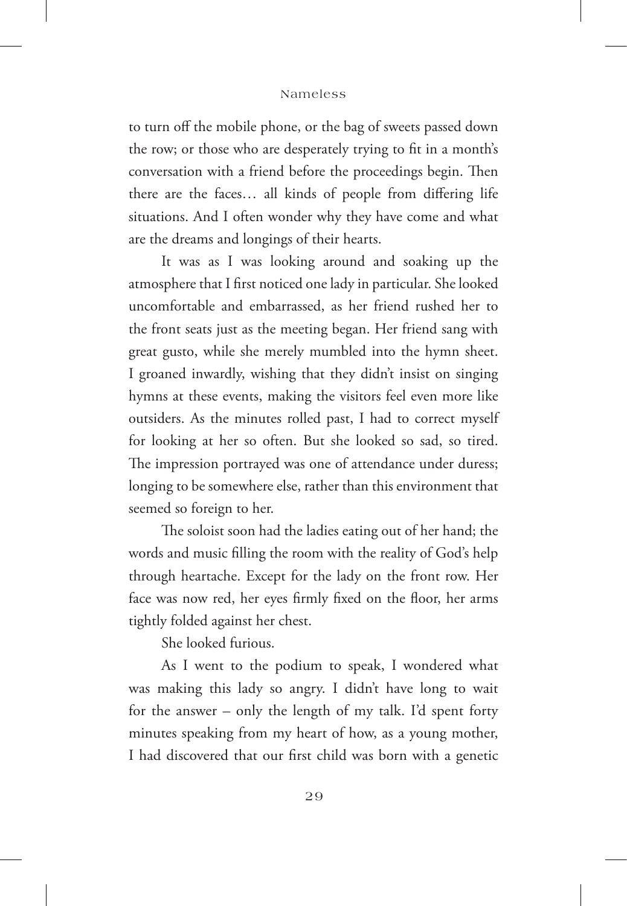to turn off the mobile phone, or the bag of sweets passed down the row; or those who are desperately trying to fit in a month's conversation with a friend before the proceedings begin. Then there are the faces… all kinds of people from differing life situations. And I often wonder why they have come and what are the dreams and longings of their hearts.

It was as I was looking around and soaking up the atmosphere that I first noticed one lady in particular. She looked uncomfortable and embarrassed, as her friend rushed her to the front seats just as the meeting began. Her friend sang with great gusto, while she merely mumbled into the hymn sheet. I groaned inwardly, wishing that they didn't insist on singing hymns at these events, making the visitors feel even more like outsiders. As the minutes rolled past, I had to correct myself for looking at her so often. But she looked so sad, so tired. The impression portrayed was one of attendance under duress; longing to be somewhere else, rather than this environment that seemed so foreign to her.

The soloist soon had the ladies eating out of her hand; the words and music filling the room with the reality of God's help through heartache. Except for the lady on the front row. Her face was now red, her eyes firmly fixed on the floor, her arms tightly folded against her chest.

She looked furious.

As I went to the podium to speak, I wondered what was making this lady so angry. I didn't have long to wait for the answer – only the length of my talk. I'd spent forty minutes speaking from my heart of how, as a young mother, I had discovered that our first child was born with a genetic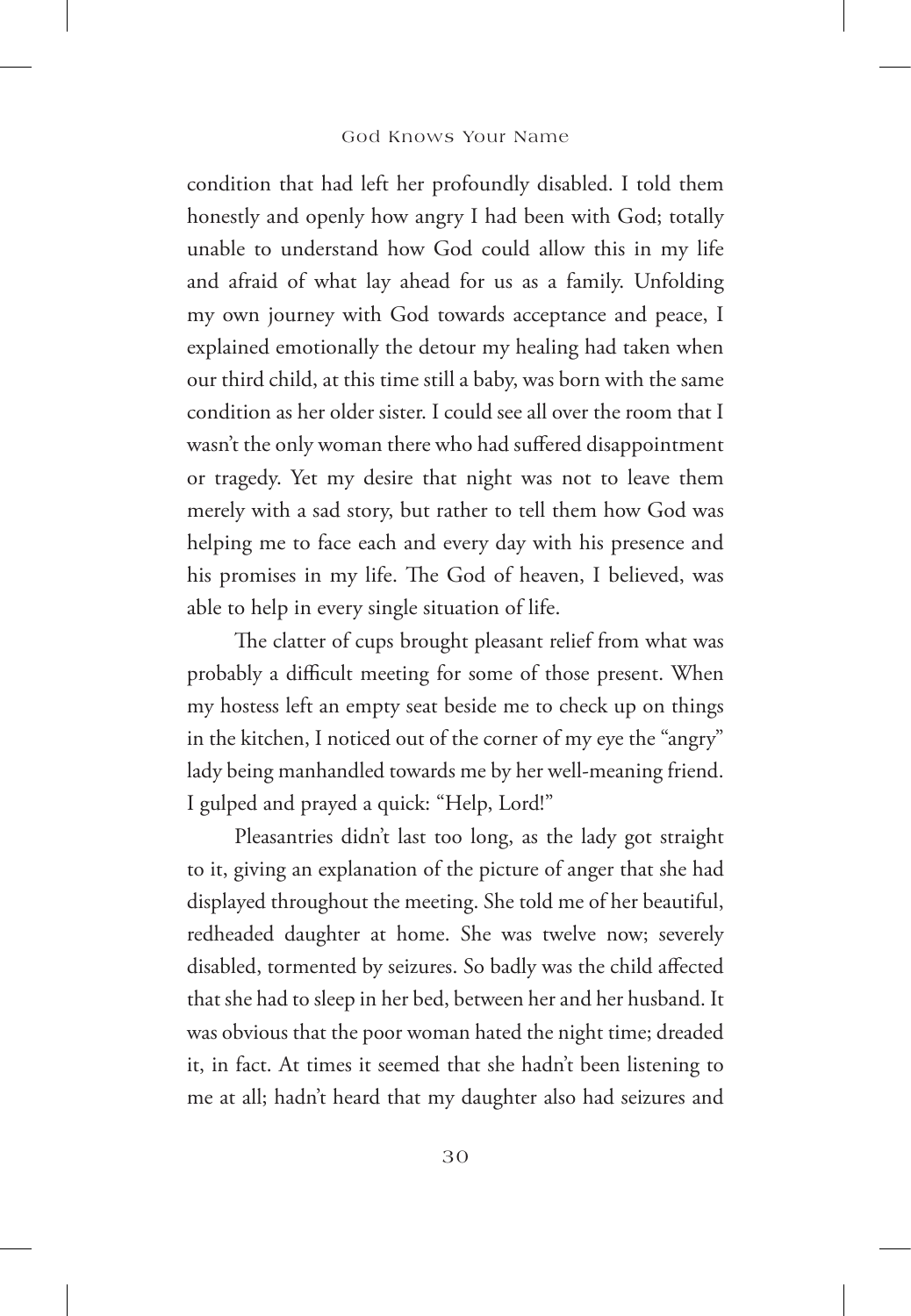condition that had left her profoundly disabled. I told them honestly and openly how angry I had been with God; totally unable to understand how God could allow this in my life and afraid of what lay ahead for us as a family. Unfolding my own journey with God towards acceptance and peace, I explained emotionally the detour my healing had taken when our third child, at this time still a baby, was born with the same condition as her older sister. I could see all over the room that I wasn't the only woman there who had suffered disappointment or tragedy. Yet my desire that night was not to leave them merely with a sad story, but rather to tell them how God was helping me to face each and every day with his presence and his promises in my life. The God of heaven, I believed, was able to help in every single situation of life.

The clatter of cups brought pleasant relief from what was probably a difficult meeting for some of those present. When my hostess left an empty seat beside me to check up on things in the kitchen, I noticed out of the corner of my eye the "angry" lady being manhandled towards me by her well-meaning friend. I gulped and prayed a quick: "Help, Lord!"

Pleasantries didn't last too long, as the lady got straight to it, giving an explanation of the picture of anger that she had displayed throughout the meeting. She told me of her beautiful, redheaded daughter at home. She was twelve now; severely disabled, tormented by seizures. So badly was the child affected that she had to sleep in her bed, between her and her husband. It was obvious that the poor woman hated the night time; dreaded it, in fact. At times it seemed that she hadn't been listening to me at all; hadn't heard that my daughter also had seizures and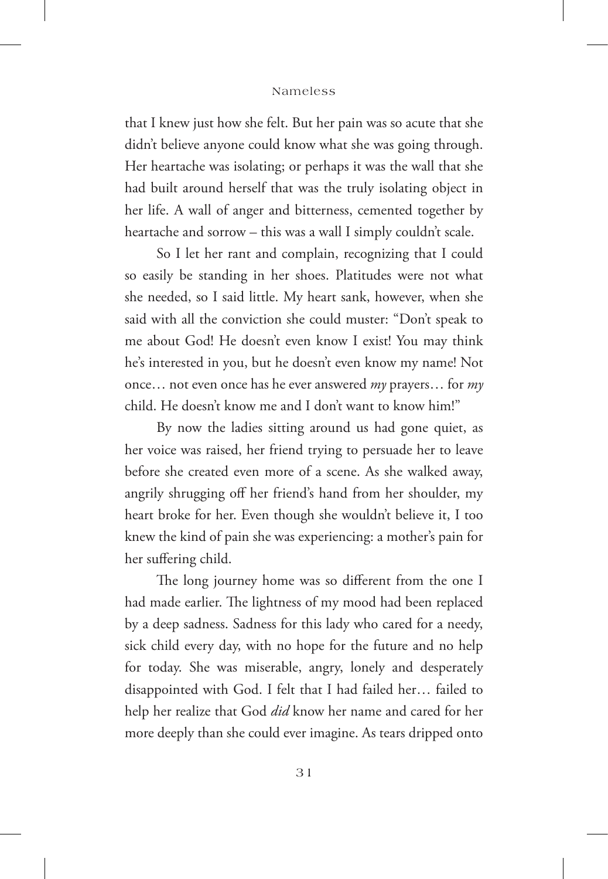that I knew just how she felt. But her pain was so acute that she didn't believe anyone could know what she was going through. Her heartache was isolating; or perhaps it was the wall that she had built around herself that was the truly isolating object in her life. A wall of anger and bitterness, cemented together by heartache and sorrow – this was a wall I simply couldn't scale.

So I let her rant and complain, recognizing that I could so easily be standing in her shoes. Platitudes were not what she needed, so I said little. My heart sank, however, when she said with all the conviction she could muster: "Don't speak to me about God! He doesn't even know I exist! You may think he's interested in you, but he doesn't even know my name! Not once… not even once has he ever answered *my* prayers… for *my* child. He doesn't know me and I don't want to know him!"

By now the ladies sitting around us had gone quiet, as her voice was raised, her friend trying to persuade her to leave before she created even more of a scene. As she walked away, angrily shrugging off her friend's hand from her shoulder, my heart broke for her. Even though she wouldn't believe it, I too knew the kind of pain she was experiencing: a mother's pain for her suffering child.

The long journey home was so different from the one I had made earlier. The lightness of my mood had been replaced by a deep sadness. Sadness for this lady who cared for a needy, sick child every day, with no hope for the future and no help for today. She was miserable, angry, lonely and desperately disappointed with God. I felt that I had failed her… failed to help her realize that God *did* know her name and cared for her more deeply than she could ever imagine. As tears dripped onto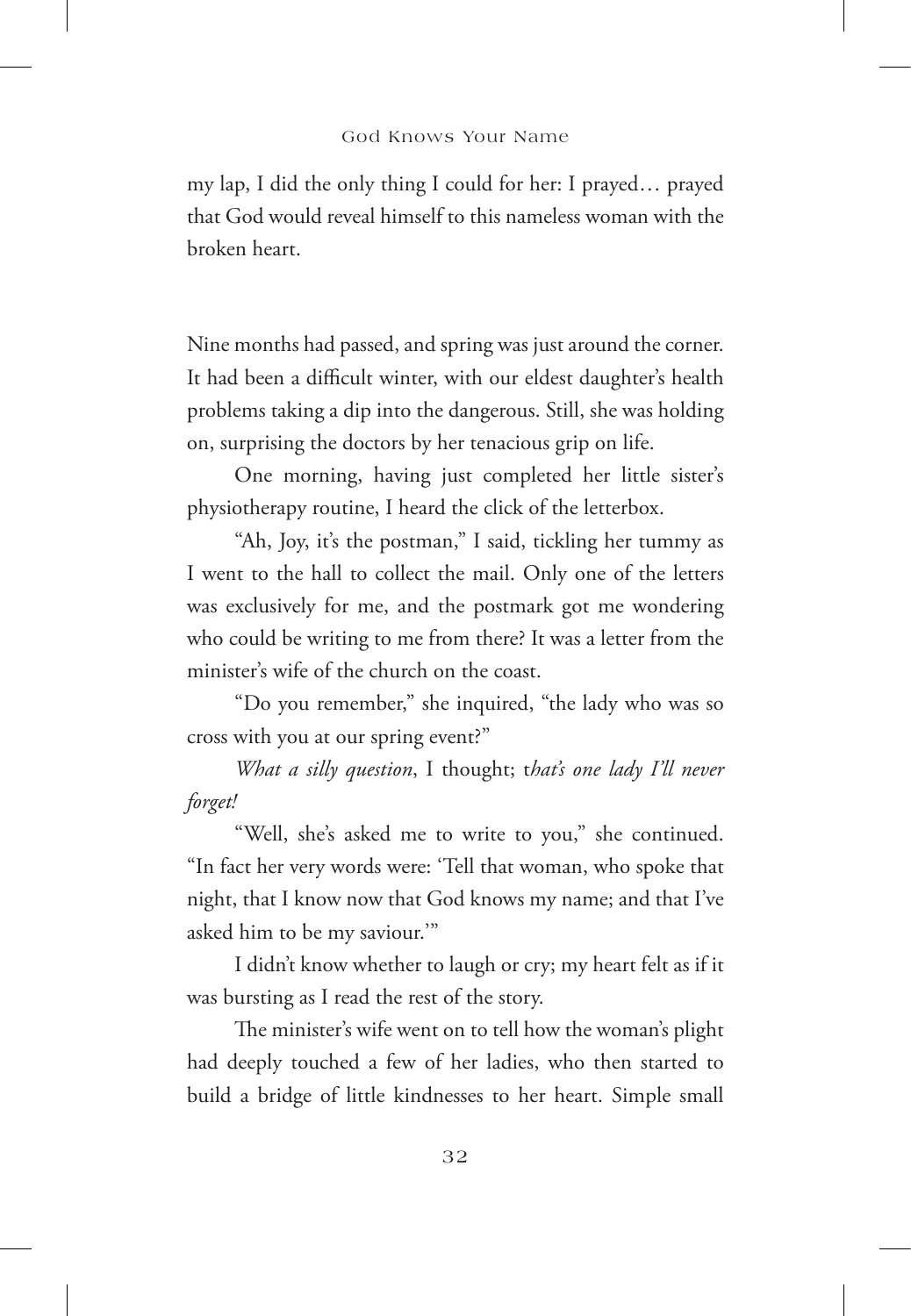my lap, I did the only thing I could for her: I prayed… prayed that God would reveal himself to this nameless woman with the broken heart.

Nine months had passed, and spring was just around the corner. It had been a difficult winter, with our eldest daughter's health problems taking a dip into the dangerous. Still, she was holding on, surprising the doctors by her tenacious grip on life.

One morning, having just completed her little sister's physiotherapy routine, I heard the click of the letterbox.

"Ah, Joy, it's the postman," I said, tickling her tummy as I went to the hall to collect the mail. Only one of the letters was exclusively for me, and the postmark got me wondering who could be writing to me from there? It was a letter from the minister's wife of the church on the coast.

"Do you remember," she inquired, "the lady who was so cross with you at our spring event?"

*What a silly question*, I thought; t*hat's one lady I'll never forget!*

"Well, she's asked me to write to you," she continued. "In fact her very words were: 'Tell that woman, who spoke that night, that I know now that God knows my name; and that I've asked him to be my saviour.'"

I didn't know whether to laugh or cry; my heart felt as if it was bursting as I read the rest of the story.

The minister's wife went on to tell how the woman's plight had deeply touched a few of her ladies, who then started to build a bridge of little kindnesses to her heart. Simple small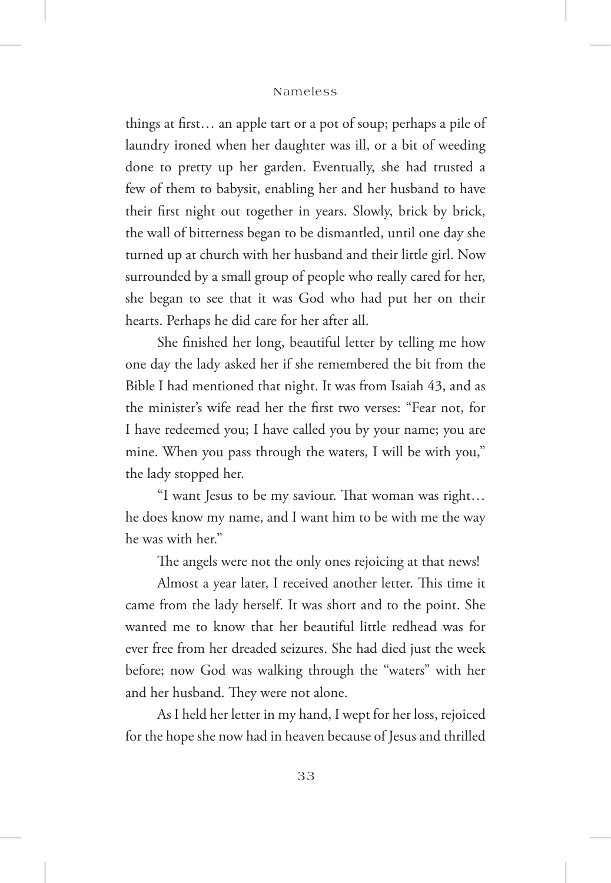things at first… an apple tart or a pot of soup; perhaps a pile of laundry ironed when her daughter was ill, or a bit of weeding done to pretty up her garden. Eventually, she had trusted a few of them to babysit, enabling her and her husband to have their first night out together in years. Slowly, brick by brick, the wall of bitterness began to be dismantled, until one day she turned up at church with her husband and their little girl. Now surrounded by a small group of people who really cared for her, she began to see that it was God who had put her on their hearts. Perhaps he did care for her after all.

She finished her long, beautiful letter by telling me how one day the lady asked her if she remembered the bit from the Bible I had mentioned that night. It was from Isaiah 43, and as the minister's wife read her the first two verses: "Fear not, for I have redeemed you; I have called you by your name; you are mine. When you pass through the waters, I will be with you," the lady stopped her.

"I want Jesus to be my saviour. That woman was right… he does know my name, and I want him to be with me the way he was with her."

The angels were not the only ones rejoicing at that news!

Almost a year later, I received another letter. This time it came from the lady herself. It was short and to the point. She wanted me to know that her beautiful little redhead was for ever free from her dreaded seizures. She had died just the week before; now God was walking through the "waters" with her and her husband. They were not alone.

As I held her letter in my hand, I wept for her loss, rejoiced for the hope she now had in heaven because of Jesus and thrilled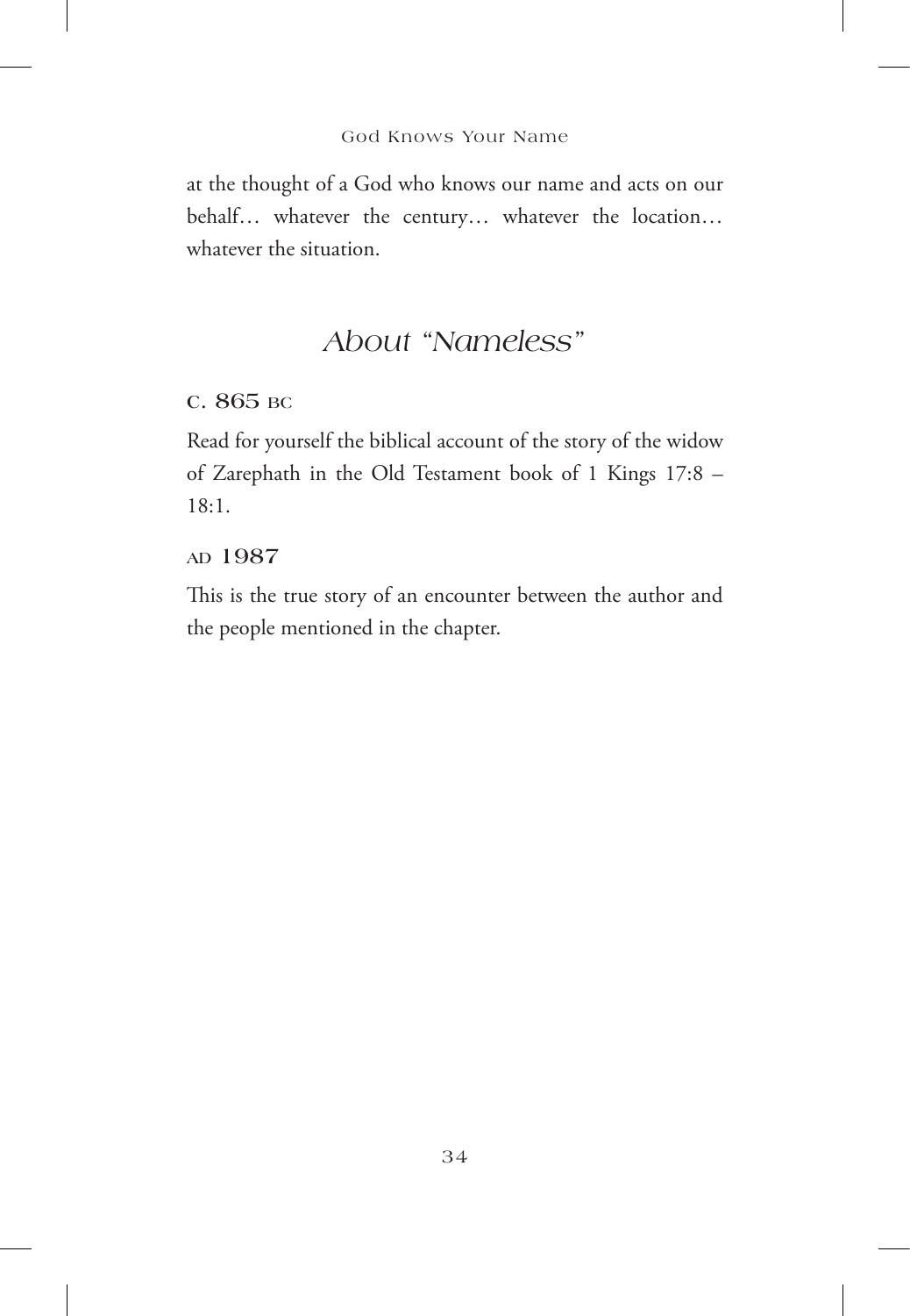at the thought of a God who knows our name and acts on our behalf… whatever the century… whatever the location… whatever the situation.

## *About "Nameless"*

### c. 865 BC

Read for yourself the biblical account of the story of the widow of Zarephath in the Old Testament book of 1 Kings 17:8 – 18:1.

### AD 1987

This is the true story of an encounter between the author and the people mentioned in the chapter.